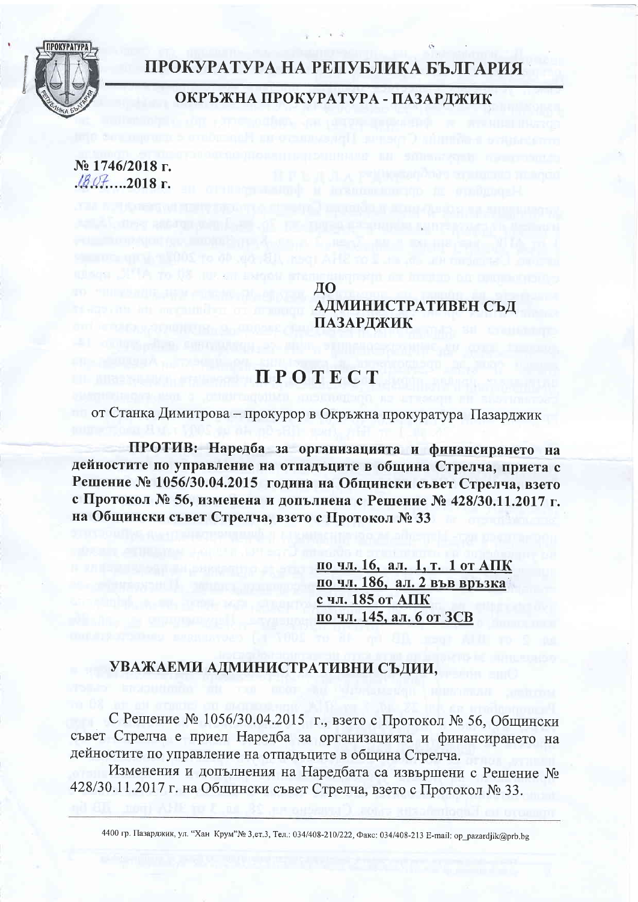# ПРОКУРАТУРА НА РЕПУБЛИКА БЪЛГАРИЯ

## ОКРЪЖНА ПРОКУРАТУРА - ПАЗАРДЖИК

№ 1746/2018 г.
18.07.2018 г.

**ДО**
**АДМИНИСТРАТИВЕН СЪД**
**ПАЗАРДЖИК**

# ПРОТЕСТ

от Станка Димитрова – прокурор в Окръжна прокуратура Пазарджик

**ПРОТИВ: Наредба за организацията и финансирането на дейностите по управление на отпадъците в община Стрелча, приета с Решение № 1056/30.04.2015 година на Общински съвет Стрелча, взето с Протокол № 56, изменена и допълнена с Решение № 428/30.11.2017 г. на Общински съвет Стрелча, взето с Протокол № 33**

**по чл. 16, ал. 1, т. 1 от АПК**
**по чл. 186, ал. 2 във връзка с чл. 185 от АПК**
**по чл. 145, ал. 6 от ЗСВ**

## УВАЖАЕМИ АДМИНИСТРАТИВНИ СЪДИИ,

С Решение № 1056/30.04.2015 г., взето с Протокол № 56, Общински съвет Стрелча е приел Наредба за организацията и финансирането на дейностите по управление на отпадъците в община Стрелча.

Изменения и допълнения на Наредбата са извършени с Решение № 428/30.11.2017 г. на Общински съвет Стрелча, взето с Протокол № 33.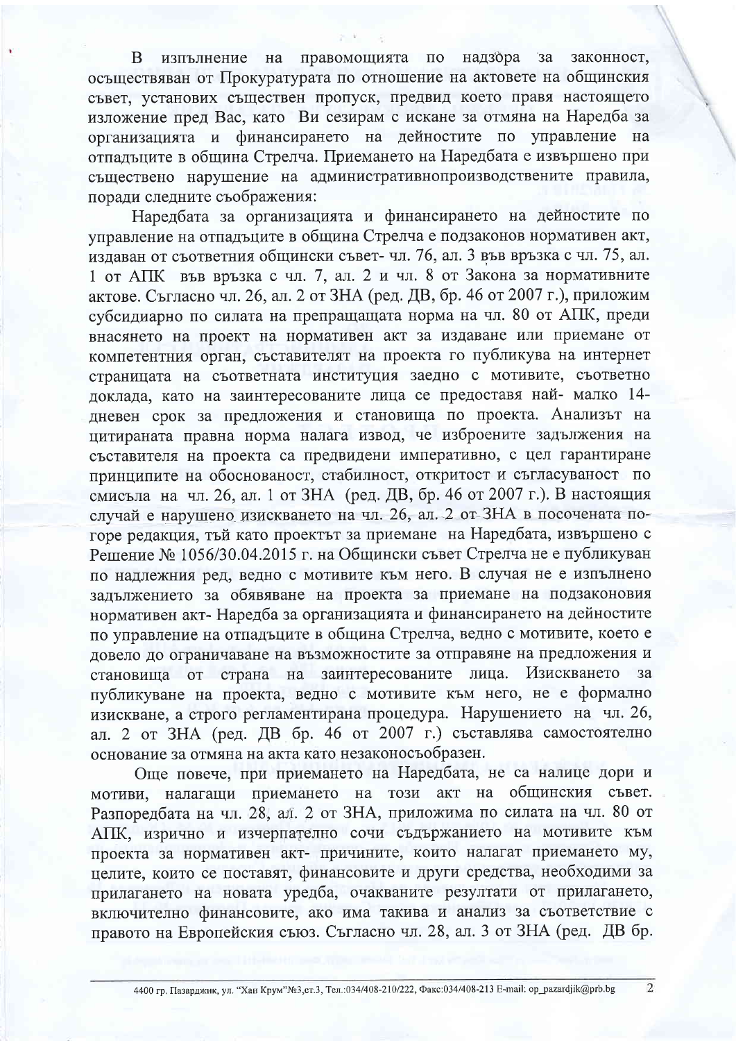В изпълнение на правомощията по надзора за законност, осъществяван от Прокуратурата по отношение на актовете на общинския съвет, установих съществен пропуск, предвид което правя настоящето изложение пред Вас, като Ви сезирам с искане за отмяна на Наредба за организацията и финансирането на дейностите по управление на отпадъците в община Стрелча. Приемането на Наредбата е извършено при съществено нарушение на административнопроизводствените правила, поради следните съображения:

Наредбата за организацията и финансирането на дейностите по управление на отпадъците в община Стрелча е подзаконов нормативен акт, издаван от съответния общински съвет- чл. 76, ал. 3 във връзка с чл. 75, ал. 1 от АПК във връзка с чл. 7, ал. 2 и чл. 8 от Закона за нормативните актове. Съгласно чл. 26, ал. 2 от ЗНА (ред. ДВ, бр. 46 от 2007 г.), приложим субсидиарно по силата на препращащата норма на чл. 80 от АПК, преди внасянето на проект на нормативен акт за издаване или приемане от компетентния орган, съставителят на проекта го публикува на интернет страницата на съответната институция заедно с мотивите, съответно доклада, като на заинтересованите лица се предоставя най- малко 14-дневен срок за предложения и становища по проекта. Анализът на цитираната правна норма налага извод, че изброените задължения на съставителя на проекта са предвидени императивно, с цел гарантиране принципите на обоснованост, стабилност, откритост и съгласуваност по смисъла на чл. 26, ал. 1 от ЗНА (ред. ДВ, бр. 46 от 2007 г.). В настоящия случай е нарушено изискването на чл. 26, ал. 2 от ЗНА в посочената по-горе редакция, тъй като проектът за приемане на Наредбата, извършено с Решение № 1056/30.04.2015 г. на Общински съвет Стрелча не е публикуван по надлежния ред, ведно с мотивите към него. В случая не е изпълнено задължението за обявяване на проекта за приемане на подзаконовия нормативен акт- Наредба за организацията и финансирането на дейностите по управление на отпадъците в община Стрелча, ведно с мотивите, което е довело до ограничаване на възможностите за отправяне на предложения и становища от страна на заинтересованите лица. Изискването за публикуване на проекта, ведно с мотивите към него, не е формално изискване, а строго регламентирана процедура. Нарушението на чл. 26, ал. 2 от ЗНА (ред. ДВ бр. 46 от 2007 г.) съставлява самостоятелно основание за отмяна на акта като незаконосъобразен.

Още повече, при приемането на Наредбата, не са налице дори и мотиви, налагащи приемането на този акт на общинския съвет. Разпоредбата на чл. 28, ал. 2 от ЗНА, приложима по силата на чл. 80 от АПК, изрично и изчерпателно сочи съдържанието на мотивите към проекта за нормативен акт- причините, които налагат приемането му, целите, които се поставят, финансовите и други средства, необходими за прилагането на новата уредба, очакваните резултати от прилагането, включително финансовите, ако има такива и анализ за съответствие с правото на Европейския съюз. Съгласно чл. 28, ал. 3 от ЗНА (ред. ДВ бр.

4400 гр. Пазарджик, ул. "Хан Крум"№3,ет.3, Тел.:034/408-210/222, Факс:034/408-213 E-mail: op_pazardjik@prb.bg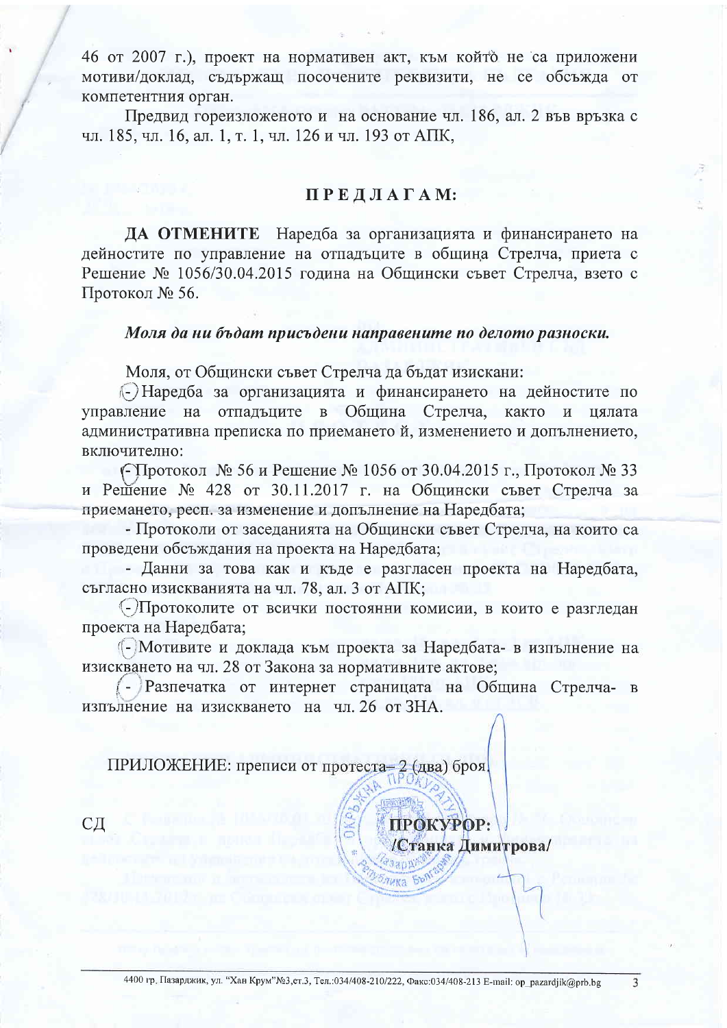46 от 2007 г.), проект на нормативен акт, към който не са приложени мотиви/доклад, съдържащ посочените реквизити, не се обсъжда от компетентния орган.

Предвид гореизложеното и на основание чл. 186, ал. 2 във връзка с чл. 185, чл. 16, ал. 1, т. 1, чл. 126 и чл. 193 от АПК,

## ПРЕДЛАГАМ:

**ДА ОТМЕНИТЕ** Наредба за организацията и финансирането на дейностите по управление на отпадъците в община Стрелча, приета с Решение № 1056/30.04.2015 година на Общински съвет Стрелча, взето с Протокол № 56.

***Моля да ни бъдат присъдени направените по делото разноски.***

Моля, от Общински съвет Стрелча да бъдат изискани:

- Наредба за организацията и финансирането на дейностите по управление на отпадъците в Община Стрелча, както и цялата административна преписка по приемането й, изменението и допълнението, включително:
- Протокол № 56 и Решение № 1056 от 30.04.2015 г., Протокол № 33 и Решение № 428 от 30.11.2017 г. на Общински съвет Стрелча за приемането, респ. за изменение и допълнение на Наредбата;
- Протоколи от заседанията на Общински съвет Стрелча, на които са проведени обсъждания на проекта на Наредбата;
- Данни за това как и къде е разгласен проекта на Наредбата, съгласно изискванията на чл. 78, ал. 3 от АПК;
- Протоколите от всички постоянни комисии, в които е разгледан проекта на Наредбата;
- Мотивите и доклада към проекта за Наредбата- в изпълнение на изискването на чл. 28 от Закона за нормативните актове;
- Разпечатка от интернет страницата на Община Стрелча- в изпълнение на изискването на чл. 26 от ЗНА.

ПРИЛОЖЕНИЕ: преписи от протеста- 2 (два) броя.

СД

ПРОКУРОР:
/Станка Димитрова/